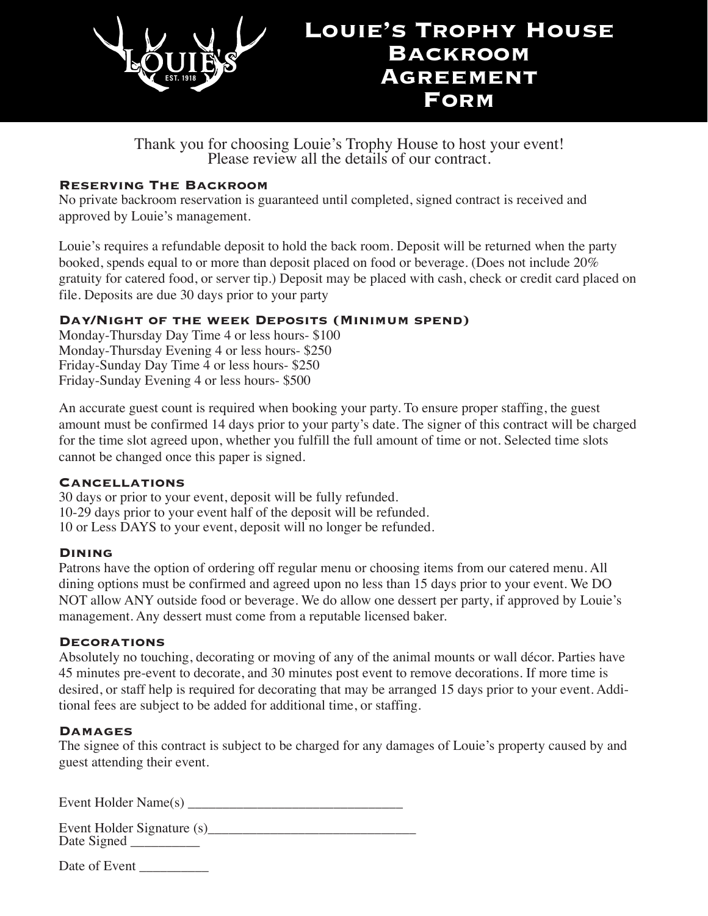# Louie's Trophy House Backroom Agreement Form

Thank you for choosing Louie's Trophy House to host your event!
Please review all the details of our contract.

## Reserving The Backroom

No private backroom reservation is guaranteed until completed, signed contract is received and approved by Louie's management.

Louie's requires a refundable deposit to hold the back room. Deposit will be returned when the party booked, spends equal to or more than deposit placed on food or beverage. (Does not include 20% gratuity for catered food, or server tip.) Deposit may be placed with cash, check or credit card placed on file. Deposits are due 30 days prior to your party

## Day/Night of the week Deposits (Minimum spend)

Monday-Thursday Day Time 4 or less hours- $100
Monday-Thursday Evening 4 or less hours- $250
Friday-Sunday Day Time 4 or less hours- $250
Friday-Sunday Evening 4 or less hours- $500

An accurate guest count is required when booking your party. To ensure proper staffing, the guest amount must be confirmed 14 days prior to your party's date. The signer of this contract will be charged for the time slot agreed upon, whether you fulfill the full amount of time or not. Selected time slots cannot be changed once this paper is signed.

## Cancellations

30 days or prior to your event, deposit will be fully refunded.
10-29 days prior to your event half of the deposit will be refunded.
10 or Less DAYS to your event, deposit will no longer be refunded.

## Dining

Patrons have the option of ordering off regular menu or choosing items from our catered menu. All dining options must be confirmed and agreed upon no less than 15 days prior to your event. We DO NOT allow ANY outside food or beverage. We do allow one dessert per party, if approved by Louie's management. Any dessert must come from a reputable licensed baker.

## Decorations

Absolutely no touching, decorating or moving of any of the animal mounts or wall décor. Parties have 45 minutes pre-event to decorate, and 30 minutes post event to remove decorations. If more time is desired, or staff help is required for decorating that may be arranged 15 days prior to your event. Additional fees are subject to be added for additional time, or staffing.

## Damages

The signee of this contract is subject to be charged for any damages of Louie's property caused by and guest attending their event.

Event Holder Name(s) ______________________________

Event Holder Signature (s)______________________________
Date Signed __________

Date of Event __________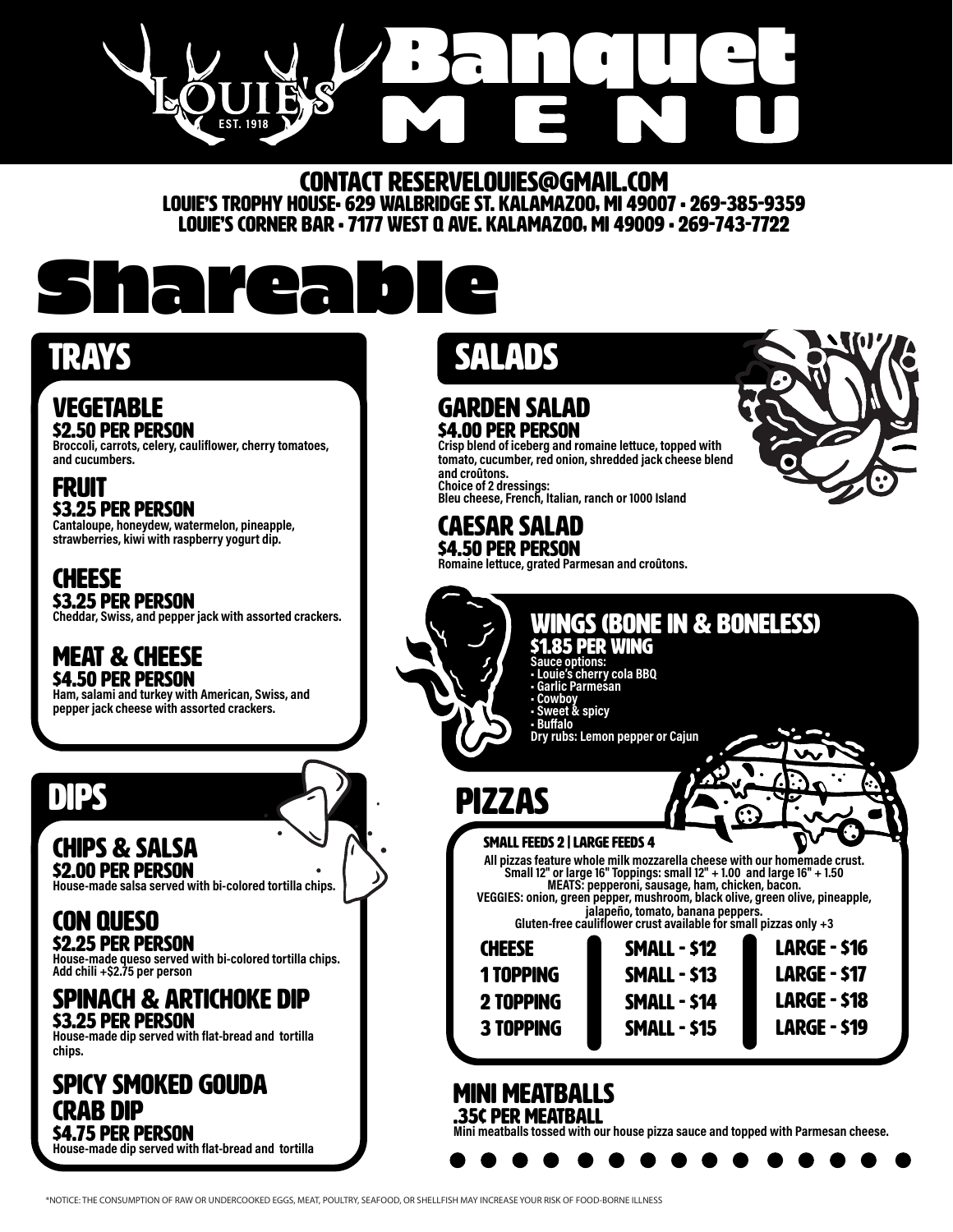# Louie's Est. 1918 Banquet Menu

**CONTACT RESERVELOUIES@GMAIL.COM**
**LOUIE'S TROPHY HOUSE• 629 WALBRIDGE ST. KALAMAZOO, MI 49007 • 269-385-9359**
**LOUIE'S CORNER BAR • 7177 WEST Q AVE. KALAMAZOO, MI 49009 • 269-743-7722**

# Shareable

## TRAYS

### VEGETABLE
**$2.50 PER PERSON**
Broccoli, carrots, celery, cauliflower, cherry tomatoes, and cucumbers.

### FRUIT
**$3.25 PER PERSON**
Cantaloupe, honeydew, watermelon, pineapple, strawberries, kiwi with raspberry yogurt dip.

### CHEESE
**$3.25 PER PERSON**
Cheddar, Swiss, and pepper jack with assorted crackers.

### MEAT & CHEESE
**$4.50 PER PERSON**
Ham, salami and turkey with American, Swiss, and pepper jack cheese with assorted crackers.

## DIPS

### CHIPS & SALSA
**$2.00 PER PERSON**
House-made salsa served with bi-colored tortilla chips.

### CON QUESO
**$2.25 PER PERSON**
House-made queso served with bi-colored tortilla chips.
Add chili +$2.75 per person

### SPINACH & ARTICHOKE DIP
**$3.25 PER PERSON**
House-made dip served with flat-bread and tortilla chips.

### SPICY SMOKED GOUDA CRAB DIP
**$4.75 PER PERSON**
House-made dip served with flat-bread and tortilla

## SALADS

### GARDEN SALAD
**$4.00 PER PERSON**
Crisp blend of iceberg and romaine lettuce, topped with tomato, cucumber, red onion, shredded jack cheese blend and croûtons.
Choice of 2 dressings:
Bleu cheese, French, Italian, ranch or 1000 Island

### CAESAR SALAD
**$4.50 PER PERSON**
Romaine lettuce, grated Parmesan and croûtons.

## WINGS (BONE IN & BONELESS)
**$1.85 PER WING**
Sauce options:
- Louie's cherry cola BBQ
- Garlic Parmesan
- Cowboy
- Sweet & spicy
- Buffalo

Dry rubs: Lemon pepper or Cajun

## PIZZAS

**SMALL FEEDS 2 | LARGE FEEDS 4**

All pizzas feature whole milk mozzarella cheese with our homemade crust.
Small 12" or large 16" Toppings: small 12" + 1.00 and large 16" + 1.50
MEATS: pepperoni, sausage, ham, chicken, bacon.
VEGGIES: onion, green pepper, mushroom, black olive, green olive, pineapple, jalapeño, tomato, banana peppers.
Gluten-free cauliflower crust available for small pizzas only +3

| | Small | Large |
|---|---|---|
| CHEESE | SMALL - $12 | LARGE - $16 |
| 1 TOPPING | SMALL - $13 | LARGE - $17 |
| 2 TOPPING | SMALL - $14 | LARGE - $18 |
| 3 TOPPING | SMALL - $15 | LARGE - $19 |

## MINI MEATBALLS
**.35¢ PER MEATBALL**
Mini meatballs tossed with our house pizza sauce and topped with Parmesan cheese.

*NOTICE: THE CONSUMPTION OF RAW OR UNDERCOOKED EGGS, MEAT, POULTRY, SEAFOOD, OR SHELLFISH MAY INCREASE YOUR RISK OF FOOD-BORNE ILLNESS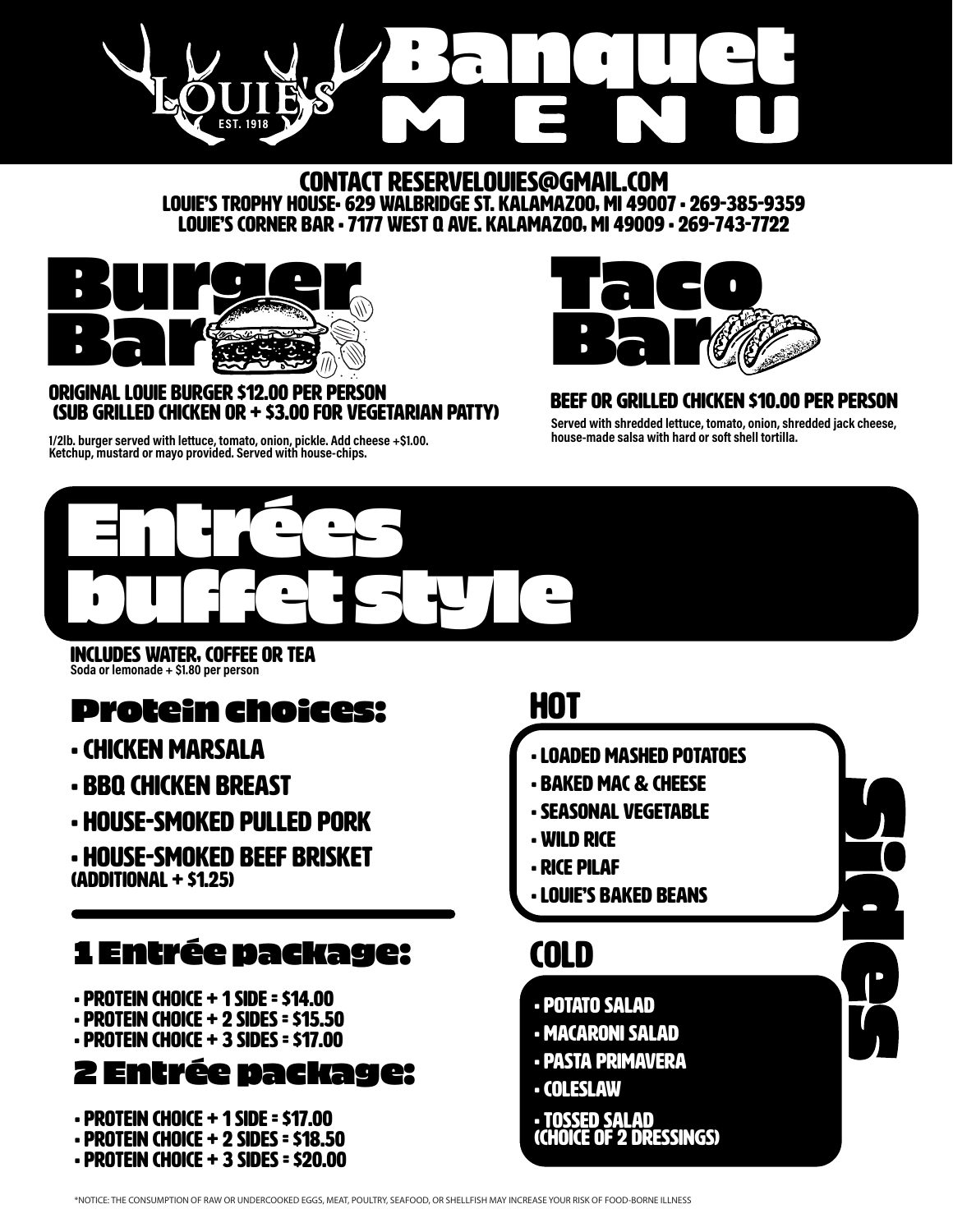# Louie's Est. 1918 Banquet Menu

**CONTACT RESERVELOUIES@GMAIL.COM**
**LOUIE'S TROPHY HOUSE• 629 WALBRIDGE ST. KALAMAZOO, MI 49007 • 269-385-9359**
**LOUIE'S CORNER BAR • 7177 WEST Q AVE. KALAMAZOO, MI 49009 • 269-743-7722**

## Burger Bar

**ORIGINAL LOUIE BURGER $12.00 PER PERSON (SUB GRILLED CHICKEN OR + $3.00 FOR VEGETARIAN PATTY)**

1/2lb. burger served with lettuce, tomato, onion, pickle. Add cheese +$1.00. Ketchup, mustard or mayo provided. Served with house-chips.

## Taco Bar

**BEEF OR GRILLED CHICKEN $10.00 PER PERSON**

Served with shredded lettuce, tomato, onion, shredded jack cheese, house-made salsa with hard or soft shell tortilla.

# Entrées buffet style

**INCLUDES WATER, COFFEE OR TEA**
Soda or lemonade + $1.80 per person

## Protein choices:

- CHICKEN MARSALA
- BBQ CHICKEN BREAST
- HOUSE-SMOKED PULLED PORK
- HOUSE-SMOKED BEEF BRISKET (ADDITIONAL + $1.25)

## 1 Entrée package:

- PROTEIN CHOICE + 1 SIDE = $14.00
- PROTEIN CHOICE + 2 SIDES = $15.50
- PROTEIN CHOICE + 3 SIDES = $17.00

## 2 Entrée package:

- PROTEIN CHOICE + 1 SIDE = $17.00
- PROTEIN CHOICE + 2 SIDES = $18.50
- PROTEIN CHOICE + 3 SIDES = $20.00

## Sides

### HOT

- LOADED MASHED POTATOES
- BAKED MAC & CHEESE
- SEASONAL VEGETABLE
- WILD RICE
- RICE PILAF
- LOUIE'S BAKED BEANS

### COLD

- POTATO SALAD
- MACARONI SALAD
- PASTA PRIMAVERA
- COLESLAW
- TOSSED SALAD (CHOICE OF 2 DRESSINGS)

*NOTICE: THE CONSUMPTION OF RAW OR UNDERCOOKED EGGS, MEAT, POULTRY, SEAFOOD, OR SHELLFISH MAY INCREASE YOUR RISK OF FOOD-BORNE ILLNESS